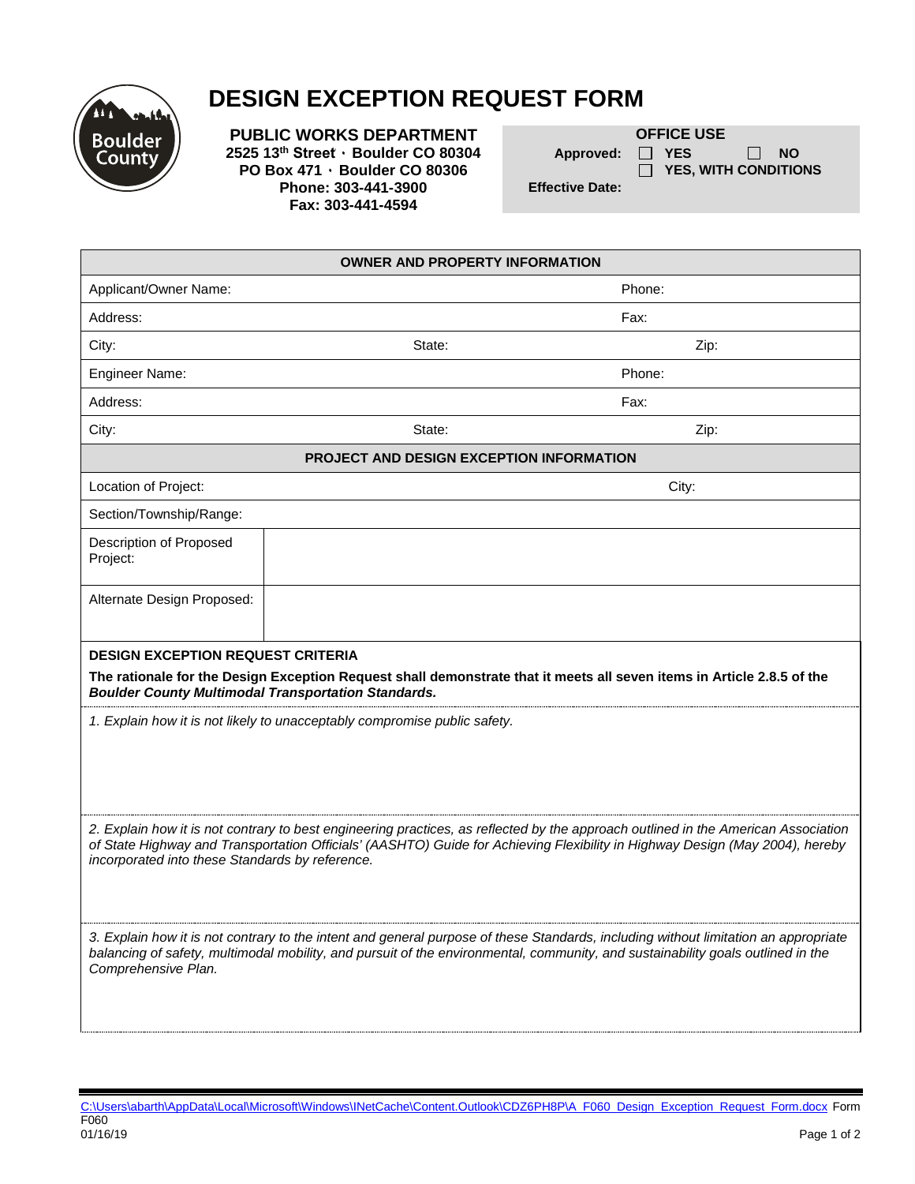# DESIGN EXCEPTION REQUEST FORM

**PUBLIC WORKS DEPARTMENT**
**2525 13th Street · Boulder CO 80304**
**PO Box 471 · Boulder CO 80306**
**Phone: 303-441-3900**
**Fax: 303-441-4594**

| **OFFICE USE** | | |
|---|---|---|
| **Approved:** | ☐ **YES** ☐ **YES, WITH CONDITIONS** | ☐ **NO** |
| **Effective Date:** | | |

| **OWNER AND PROPERTY INFORMATION** | | |
|---|---|---|
| Applicant/Owner Name: | | Phone: |
| Address: | | Fax: |
| City: | State: | Zip: |
| Engineer Name: | | Phone: |
| Address: | | Fax: |
| City: | State: | Zip: |

| **PROJECT AND DESIGN EXCEPTION INFORMATION** | |
|---|---|
| Location of Project: | City: |
| Section/Township/Range: | |
| Description of Proposed Project: | |
| Alternate Design Proposed: | |

**DESIGN EXCEPTION REQUEST CRITERIA**

**The rationale for the Design Exception Request shall demonstrate that it meets all seven items in Article 2.8.5 of the *Boulder County Multimodal Transportation Standards.***

*1. Explain how it is not likely to unacceptably compromise public safety.*

*2. Explain how it is not contrary to best engineering practices, as reflected by the approach outlined in the American Association of State Highway and Transportation Officials' (AASHTO) Guide for Achieving Flexibility in Highway Design (May 2004), hereby incorporated into these Standards by reference.*

*3. Explain how it is not contrary to the intent and general purpose of these Standards, including without limitation an appropriate balancing of safety, multimodal mobility, and pursuit of the environmental, community, and sustainability goals outlined in the Comprehensive Plan.*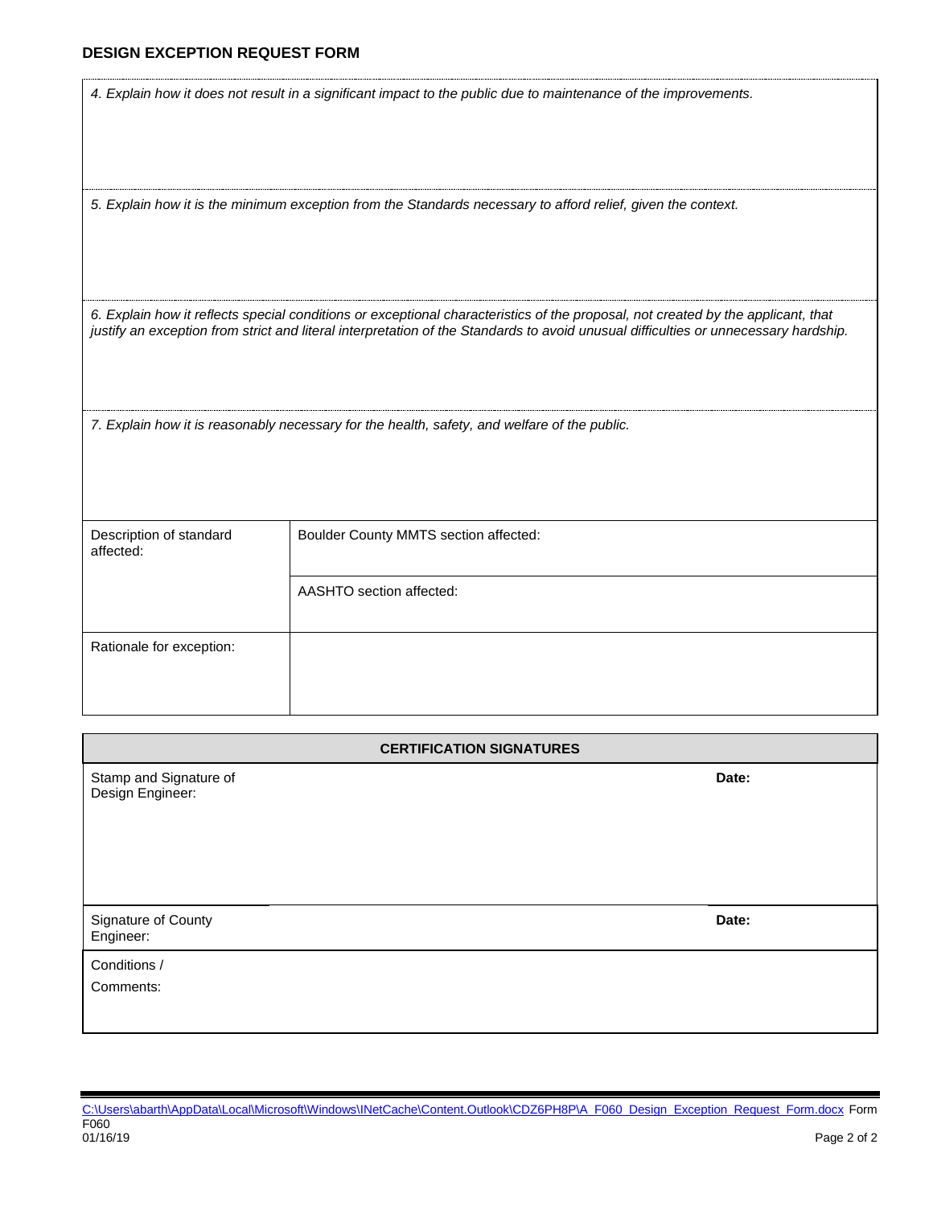## DESIGN EXCEPTION REQUEST FORM

*4. Explain how it does not result in a significant impact to the public due to maintenance of the improvements.*

*5. Explain how it is the minimum exception from the Standards necessary to afford relief, given the context.*

*6. Explain how it reflects special conditions or exceptional characteristics of the proposal, not created by the applicant, that justify an exception from strict and literal interpretation of the Standards to avoid unusual difficulties or unnecessary hardship.*

*7. Explain how it is reasonably necessary for the health, safety, and welfare of the public.*

| | |
|---|---|
| Description of standard affected: | Boulder County MMTS section affected: |
| | AASHTO section affected: |
| Rationale for exception: | |

| CERTIFICATION SIGNATURES | |
|---|---|
| Stamp and Signature of Design Engineer: | **Date:** |
| Signature of County Engineer: | **Date:** |
| Conditions / Comments: | |

C:\Users\abarth\AppData\Local\Microsoft\Windows\INetCache\Content.Outlook\CDZ6PH8P\A_F060_Design_Exception_Request_Form.docx Form F060
01/16/19